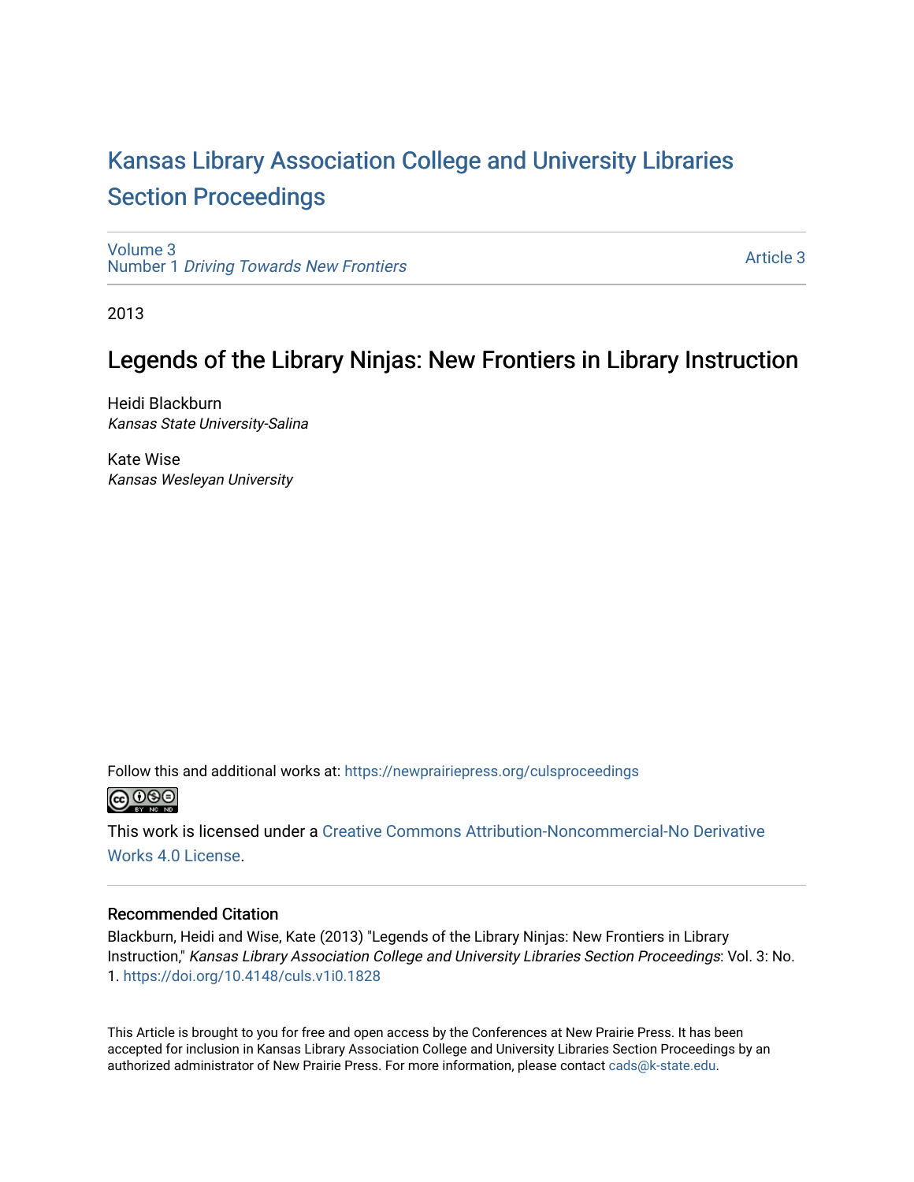# Kansas Library Association College and University Libraries Section Proceedings

Volume 3
Number 1 *Driving Towards New Frontiers*

Article 3

2013

## Legends of the Library Ninjas: New Frontiers in Library Instruction

Heidi Blackburn
*Kansas State University-Salina*

Kate Wise
*Kansas Wesleyan University*

Follow this and additional works at: https://newprairiepress.org/culsproceedings

This work is licensed under a Creative Commons Attribution-Noncommercial-No Derivative Works 4.0 License.

### Recommended Citation

Blackburn, Heidi and Wise, Kate (2013) "Legends of the Library Ninjas: New Frontiers in Library Instruction," *Kansas Library Association College and University Libraries Section Proceedings*: Vol. 3: No. 1. https://doi.org/10.4148/culs.v1i0.1828

This Article is brought to you for free and open access by the Conferences at New Prairie Press. It has been accepted for inclusion in Kansas Library Association College and University Libraries Section Proceedings by an authorized administrator of New Prairie Press. For more information, please contact cads@k-state.edu.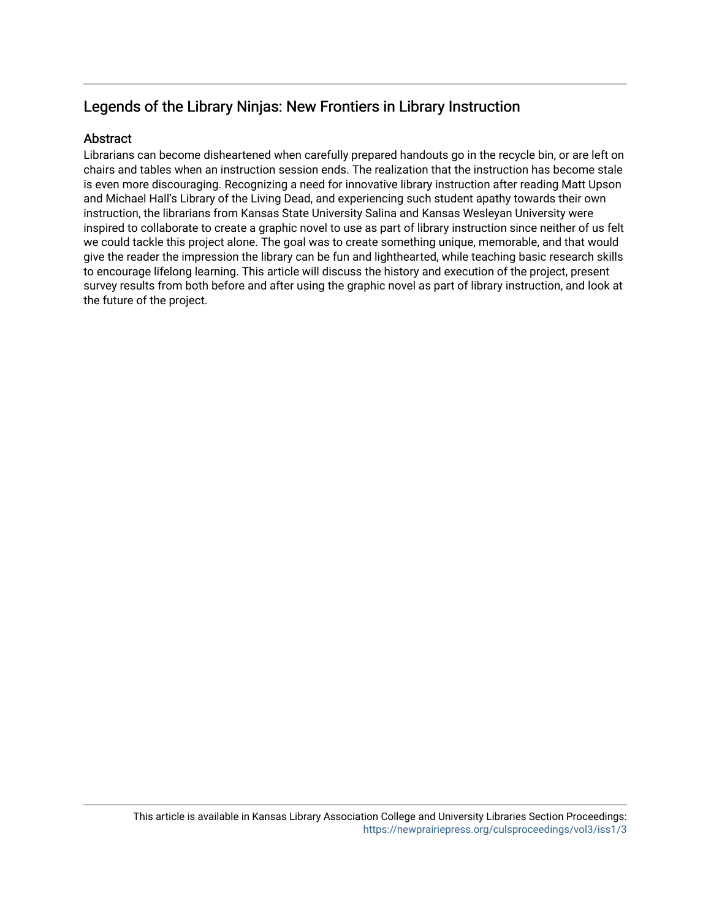## Legends of the Library Ninjas: New Frontiers in Library Instruction

### Abstract

Librarians can become disheartened when carefully prepared handouts go in the recycle bin, or are left on chairs and tables when an instruction session ends. The realization that the instruction has become stale is even more discouraging. Recognizing a need for innovative library instruction after reading Matt Upson and Michael Hall's Library of the Living Dead, and experiencing such student apathy towards their own instruction, the librarians from Kansas State University Salina and Kansas Wesleyan University were inspired to collaborate to create a graphic novel to use as part of library instruction since neither of us felt we could tackle this project alone. The goal was to create something unique, memorable, and that would give the reader the impression the library can be fun and lighthearted, while teaching basic research skills to encourage lifelong learning. This article will discuss the history and execution of the project, present survey results from both before and after using the graphic novel as part of library instruction, and look at the future of the project.

This article is available in Kansas Library Association College and University Libraries Section Proceedings: https://newprairiepress.org/culsproceedings/vol3/iss1/3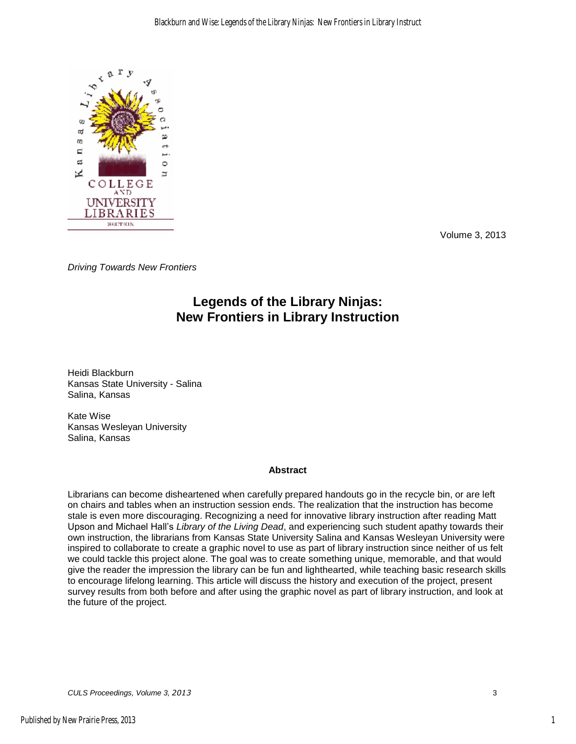Volume 3, 2013

*Driving Towards New Frontiers*

# Legends of the Library Ninjas: New Frontiers in Library Instruction

Heidi Blackburn
Kansas State University - Salina
Salina, Kansas

Kate Wise
Kansas Wesleyan University
Salina, Kansas

**Abstract**

Librarians can become disheartened when carefully prepared handouts go in the recycle bin, or are left on chairs and tables when an instruction session ends. The realization that the instruction has become stale is even more discouraging. Recognizing a need for innovative library instruction after reading Matt Upson and Michael Hall's *Library of the Living Dead*, and experiencing such student apathy towards their own instruction, the librarians from Kansas State University Salina and Kansas Wesleyan University were inspired to collaborate to create a graphic novel to use as part of library instruction since neither of us felt we could tackle this project alone. The goal was to create something unique, memorable, and that would give the reader the impression the library can be fun and lighthearted, while teaching basic research skills to encourage lifelong learning. This article will discuss the history and execution of the project, present survey results from both before and after using the graphic novel as part of library instruction, and look at the future of the project.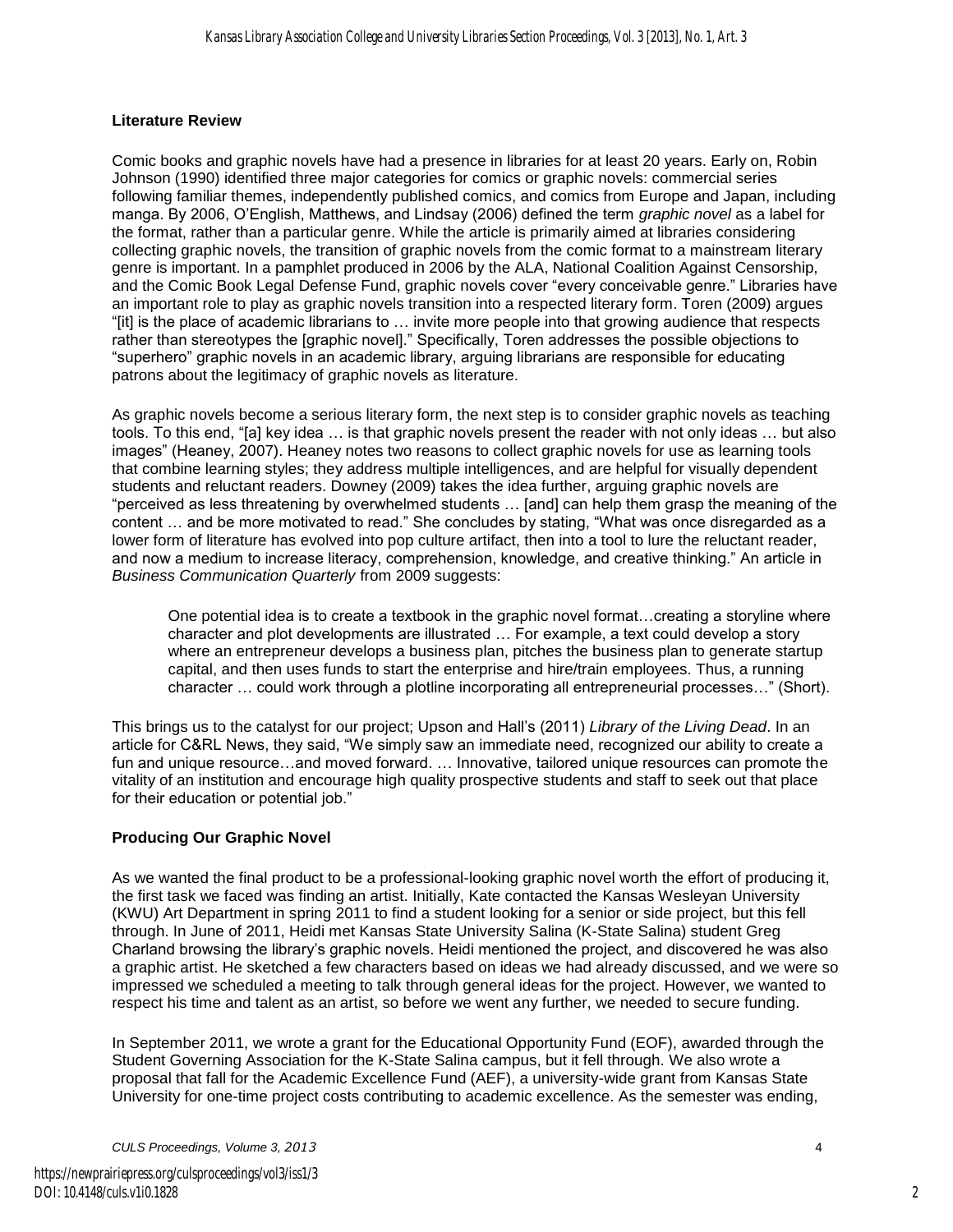## Literature Review

Comic books and graphic novels have had a presence in libraries for at least 20 years. Early on, Robin Johnson (1990) identified three major categories for comics or graphic novels: commercial series following familiar themes, independently published comics, and comics from Europe and Japan, including manga. By 2006, O'English, Matthews, and Lindsay (2006) defined the term *graphic novel* as a label for the format, rather than a particular genre. While the article is primarily aimed at libraries considering collecting graphic novels, the transition of graphic novels from the comic format to a mainstream literary genre is important. In a pamphlet produced in 2006 by the ALA, National Coalition Against Censorship, and the Comic Book Legal Defense Fund, graphic novels cover "every conceivable genre." Libraries have an important role to play as graphic novels transition into a respected literary form. Toren (2009) argues "[it] is the place of academic librarians to … invite more people into that growing audience that respects rather than stereotypes the [graphic novel]." Specifically, Toren addresses the possible objections to "superhero" graphic novels in an academic library, arguing librarians are responsible for educating patrons about the legitimacy of graphic novels as literature.

As graphic novels become a serious literary form, the next step is to consider graphic novels as teaching tools. To this end, "[a] key idea … is that graphic novels present the reader with not only ideas … but also images" (Heaney, 2007). Heaney notes two reasons to collect graphic novels for use as learning tools that combine learning styles; they address multiple intelligences, and are helpful for visually dependent students and reluctant readers. Downey (2009) takes the idea further, arguing graphic novels are "perceived as less threatening by overwhelmed students … [and] can help them grasp the meaning of the content … and be more motivated to read." She concludes by stating, "What was once disregarded as a lower form of literature has evolved into pop culture artifact, then into a tool to lure the reluctant reader, and now a medium to increase literacy, comprehension, knowledge, and creative thinking." An article in *Business Communication Quarterly* from 2009 suggests:

> One potential idea is to create a textbook in the graphic novel format…creating a storyline where character and plot developments are illustrated … For example, a text could develop a story where an entrepreneur develops a business plan, pitches the business plan to generate startup capital, and then uses funds to start the enterprise and hire/train employees. Thus, a running character … could work through a plotline incorporating all entrepreneurial processes…" (Short).

This brings us to the catalyst for our project; Upson and Hall's (2011) *Library of the Living Dead*. In an article for C&RL News, they said, "We simply saw an immediate need, recognized our ability to create a fun and unique resource…and moved forward. … Innovative, tailored unique resources can promote the vitality of an institution and encourage high quality prospective students and staff to seek out that place for their education or potential job."

## Producing Our Graphic Novel

As we wanted the final product to be a professional-looking graphic novel worth the effort of producing it, the first task we faced was finding an artist. Initially, Kate contacted the Kansas Wesleyan University (KWU) Art Department in spring 2011 to find a student looking for a senior or side project, but this fell through. In June of 2011, Heidi met Kansas State University Salina (K-State Salina) student Greg Charland browsing the library's graphic novels. Heidi mentioned the project, and discovered he was also a graphic artist. He sketched a few characters based on ideas we had already discussed, and we were so impressed we scheduled a meeting to talk through general ideas for the project. However, we wanted to respect his time and talent as an artist, so before we went any further, we needed to secure funding.

In September 2011, we wrote a grant for the Educational Opportunity Fund (EOF), awarded through the Student Governing Association for the K-State Salina campus, but it fell through. We also wrote a proposal that fall for the Academic Excellence Fund (AEF), a university-wide grant from Kansas State University for one-time project costs contributing to academic excellence. As the semester was ending,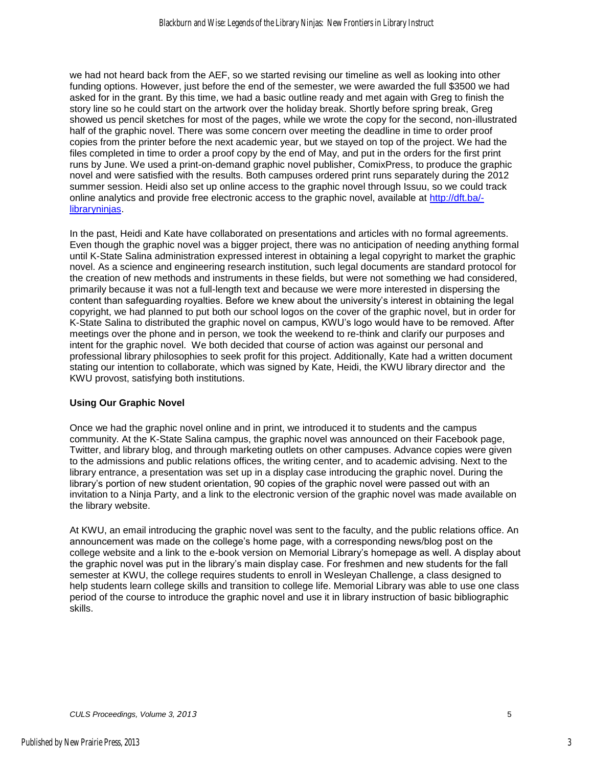we had not heard back from the AEF, so we started revising our timeline as well as looking into other funding options. However, just before the end of the semester, we were awarded the full $3500 we had asked for in the grant. By this time, we had a basic outline ready and met again with Greg to finish the story line so he could start on the artwork over the holiday break. Shortly before spring break, Greg showed us pencil sketches for most of the pages, while we wrote the copy for the second, non-illustrated half of the graphic novel. There was some concern over meeting the deadline in time to order proof copies from the printer before the next academic year, but we stayed on top of the project. We had the files completed in time to order a proof copy by the end of May, and put in the orders for the first print runs by June. We used a print-on-demand graphic novel publisher, ComixPress, to produce the graphic novel and were satisfied with the results. Both campuses ordered print runs separately during the 2012 summer session. Heidi also set up online access to the graphic novel through Issuu, so we could track online analytics and provide free electronic access to the graphic novel, available at [http://dft.ba/-libraryninjas](http://dft.ba/-libraryninjas).

In the past, Heidi and Kate have collaborated on presentations and articles with no formal agreements. Even though the graphic novel was a bigger project, there was no anticipation of needing anything formal until K-State Salina administration expressed interest in obtaining a legal copyright to market the graphic novel. As a science and engineering research institution, such legal documents are standard protocol for the creation of new methods and instruments in these fields, but were not something we had considered, primarily because it was not a full-length text and because we were more interested in dispersing the content than safeguarding royalties. Before we knew about the university's interest in obtaining the legal copyright, we had planned to put both our school logos on the cover of the graphic novel, but in order for K-State Salina to distributed the graphic novel on campus, KWU's logo would have to be removed. After meetings over the phone and in person, we took the weekend to re-think and clarify our purposes and intent for the graphic novel. We both decided that course of action was against our personal and professional library philosophies to seek profit for this project. Additionally, Kate had a written document stating our intention to collaborate, which was signed by Kate, Heidi, the KWU library director and the KWU provost, satisfying both institutions.

### Using Our Graphic Novel

Once we had the graphic novel online and in print, we introduced it to students and the campus community. At the K-State Salina campus, the graphic novel was announced on their Facebook page, Twitter, and library blog, and through marketing outlets on other campuses. Advance copies were given to the admissions and public relations offices, the writing center, and to academic advising. Next to the library entrance, a presentation was set up in a display case introducing the graphic novel. During the library's portion of new student orientation, 90 copies of the graphic novel were passed out with an invitation to a Ninja Party, and a link to the electronic version of the graphic novel was made available on the library website.

At KWU, an email introducing the graphic novel was sent to the faculty, and the public relations office. An announcement was made on the college's home page, with a corresponding news/blog post on the college website and a link to the e-book version on Memorial Library's homepage as well. A display about the graphic novel was put in the library's main display case. For freshmen and new students for the fall semester at KWU, the college requires students to enroll in Wesleyan Challenge, a class designed to help students learn college skills and transition to college life. Memorial Library was able to use one class period of the course to introduce the graphic novel and use it in library instruction of basic bibliographic skills.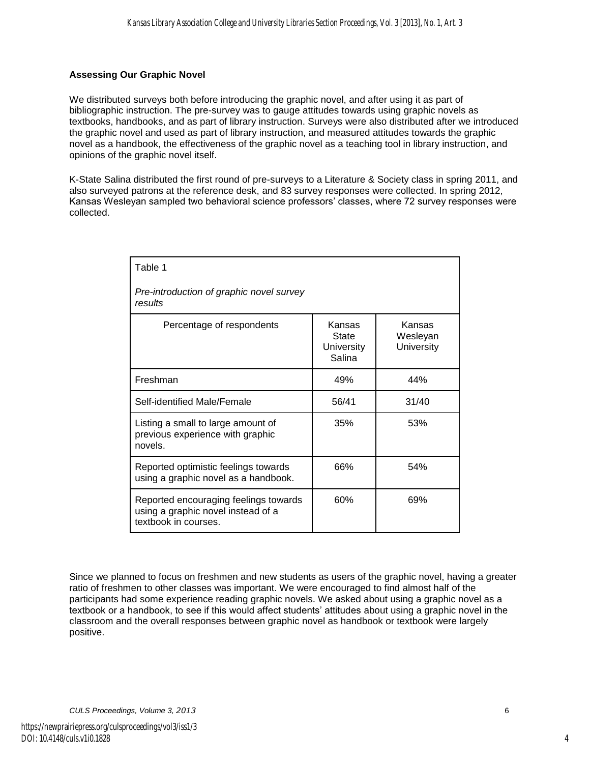### Assessing Our Graphic Novel

We distributed surveys both before introducing the graphic novel, and after using it as part of bibliographic instruction. The pre-survey was to gauge attitudes towards using graphic novels as textbooks, handbooks, and as part of library instruction. Surveys were also distributed after we introduced the graphic novel and used as part of library instruction, and measured attitudes towards the graphic novel as a handbook, the effectiveness of the graphic novel as a teaching tool in library instruction, and opinions of the graphic novel itself.

K-State Salina distributed the first round of pre-surveys to a Literature & Society class in spring 2011, and also surveyed patrons at the reference desk, and 83 survey responses were collected. In spring 2012, Kansas Wesleyan sampled two behavioral science professors' classes, where 72 survey responses were collected.

Table 1

*Pre-introduction of graphic novel survey results*

| Percentage of respondents | Kansas State University Salina | Kansas Wesleyan University |
|---|---|---|
| Freshman | 49% | 44% |
| Self-identified Male/Female | 56/41 | 31/40 |
| Listing a small to large amount of previous experience with graphic novels. | 35% | 53% |
| Reported optimistic feelings towards using a graphic novel as a handbook. | 66% | 54% |
| Reported encouraging feelings towards using a graphic novel instead of a textbook in courses. | 60% | 69% |

Since we planned to focus on freshmen and new students as users of the graphic novel, having a greater ratio of freshmen to other classes was important. We were encouraged to find almost half of the participants had some experience reading graphic novels. We asked about using a graphic novel as a textbook or a handbook, to see if this would affect students' attitudes about using a graphic novel in the classroom and the overall responses between graphic novel as handbook or textbook were largely positive.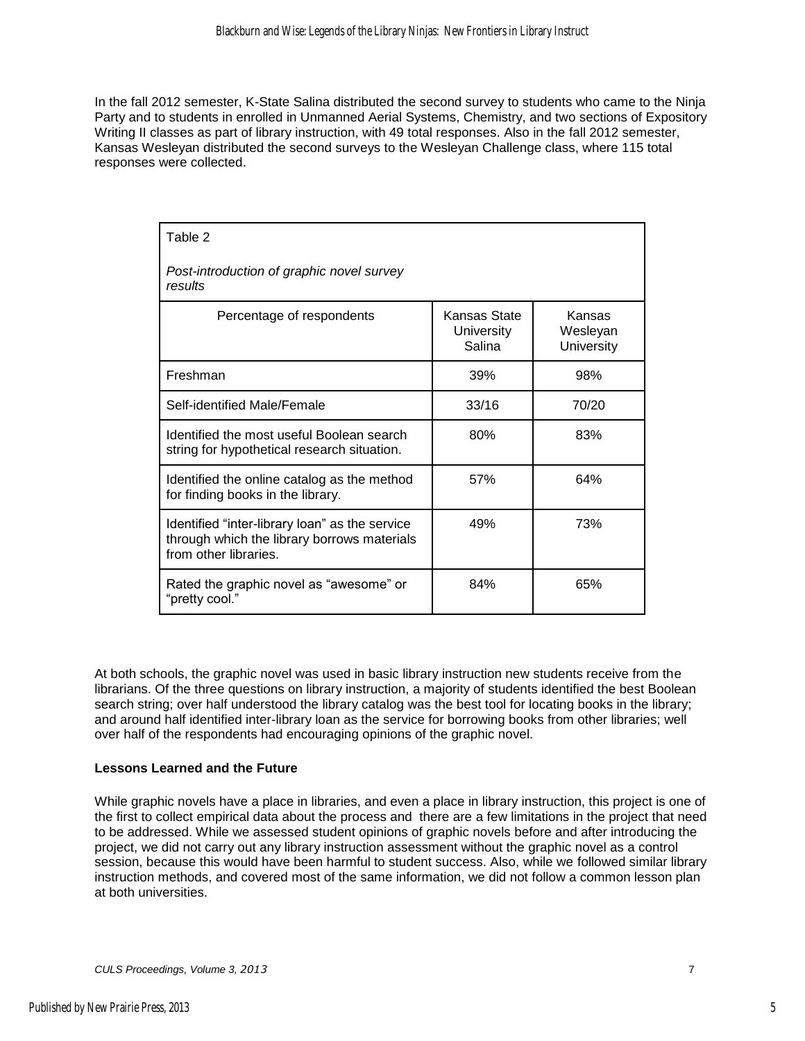In the fall 2012 semester, K-State Salina distributed the second survey to students who came to the Ninja Party and to students in enrolled in Unmanned Aerial Systems, Chemistry, and two sections of Expository Writing II classes as part of library instruction, with 49 total responses. Also in the fall 2012 semester, Kansas Wesleyan distributed the second surveys to the Wesleyan Challenge class, where 115 total responses were collected.

Table 2

*Post-introduction of graphic novel survey results*

| Percentage of respondents | Kansas State University Salina | Kansas Wesleyan University |
|---|---|---|
| Freshman | 39% | 98% |
| Self-identified Male/Female | 33/16 | 70/20 |
| Identified the most useful Boolean search string for hypothetical research situation. | 80% | 83% |
| Identified the online catalog as the method for finding books in the library. | 57% | 64% |
| Identified “inter-library loan” as the service through which the library borrows materials from other libraries. | 49% | 73% |
| Rated the graphic novel as “awesome” or “pretty cool.” | 84% | 65% |

At both schools, the graphic novel was used in basic library instruction new students receive from the librarians. Of the three questions on library instruction, a majority of students identified the best Boolean search string; over half understood the library catalog was the best tool for locating books in the library; and around half identified inter-library loan as the service for borrowing books from other libraries; well over half of the respondents had encouraging opinions of the graphic novel.

**Lessons Learned and the Future**

While graphic novels have a place in libraries, and even a place in library instruction, this project is one of the first to collect empirical data about the process and there are a few limitations in the project that need to be addressed. While we assessed student opinions of graphic novels before and after introducing the project, we did not carry out any library instruction assessment without the graphic novel as a control session, because this would have been harmful to student success. Also, while we followed similar library instruction methods, and covered most of the same information, we did not follow a common lesson plan at both universities.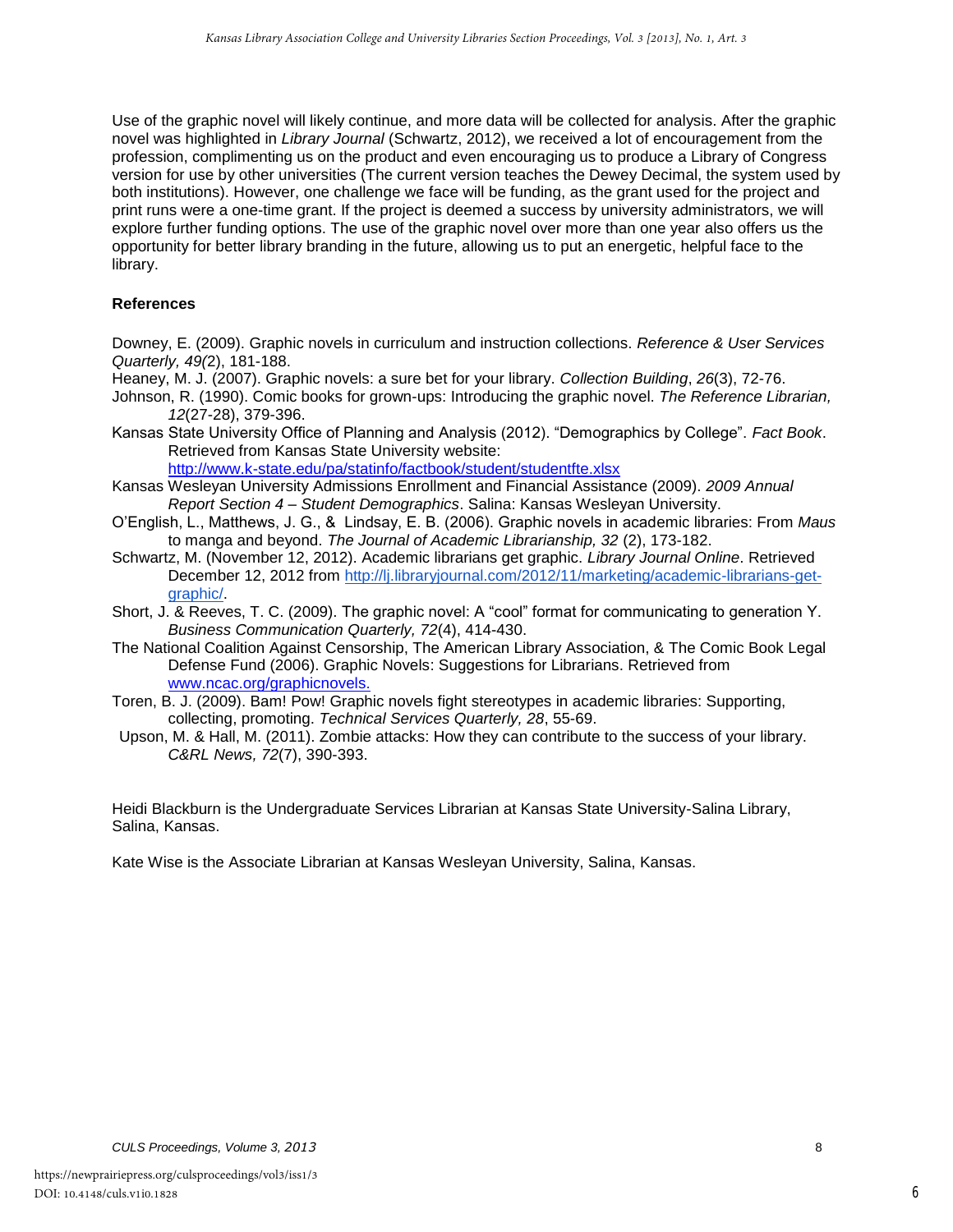Use of the graphic novel will likely continue, and more data will be collected for analysis. After the graphic novel was highlighted in *Library Journal* (Schwartz, 2012), we received a lot of encouragement from the profession, complimenting us on the product and even encouraging us to produce a Library of Congress version for use by other universities (The current version teaches the Dewey Decimal, the system used by both institutions). However, one challenge we face will be funding, as the grant used for the project and print runs were a one-time grant. If the project is deemed a success by university administrators, we will explore further funding options. The use of the graphic novel over more than one year also offers us the opportunity for better library branding in the future, allowing us to put an energetic, helpful face to the library.

**References**

Downey, E. (2009). Graphic novels in curriculum and instruction collections. *Reference & User Services Quarterly, 49(*2), 181-188.

Heaney, M. J. (2007). Graphic novels: a sure bet for your library. *Collection Building*, *26*(3), 72-76.

Johnson, R. (1990). Comic books for grown-ups: Introducing the graphic novel. *The Reference Librarian, 12*(27-28), 379-396.

Kansas State University Office of Planning and Analysis (2012). "Demographics by College". *Fact Book*. Retrieved from Kansas State University website: http://www.k-state.edu/pa/statinfo/factbook/student/studentfte.xlsx

Kansas Wesleyan University Admissions Enrollment and Financial Assistance (2009). *2009 Annual Report Section 4 – Student Demographics*. Salina: Kansas Wesleyan University.

O'English, L., Matthews, J. G., & Lindsay, E. B. (2006). Graphic novels in academic libraries: From *Maus* to manga and beyond. *The Journal of Academic Librarianship, 32* (2), 173-182.

Schwartz, M. (November 12, 2012). Academic librarians get graphic. *Library Journal Online*. Retrieved December 12, 2012 from http://lj.libraryjournal.com/2012/11/marketing/academic-librarians-get-graphic/.

Short, J. & Reeves, T. C. (2009). The graphic novel: A "cool" format for communicating to generation Y. *Business Communication Quarterly, 72*(4), 414-430.

The National Coalition Against Censorship, The American Library Association, & The Comic Book Legal Defense Fund (2006). Graphic Novels: Suggestions for Librarians. Retrieved from www.ncac.org/graphicnovels.

Toren, B. J. (2009). Bam! Pow! Graphic novels fight stereotypes in academic libraries: Supporting, collecting, promoting. *Technical Services Quarterly, 28*, 55-69.

Upson, M. & Hall, M. (2011). Zombie attacks: How they can contribute to the success of your library. *C&RL News, 72*(7), 390-393.

Heidi Blackburn is the Undergraduate Services Librarian at Kansas State University-Salina Library, Salina, Kansas.

Kate Wise is the Associate Librarian at Kansas Wesleyan University, Salina, Kansas.